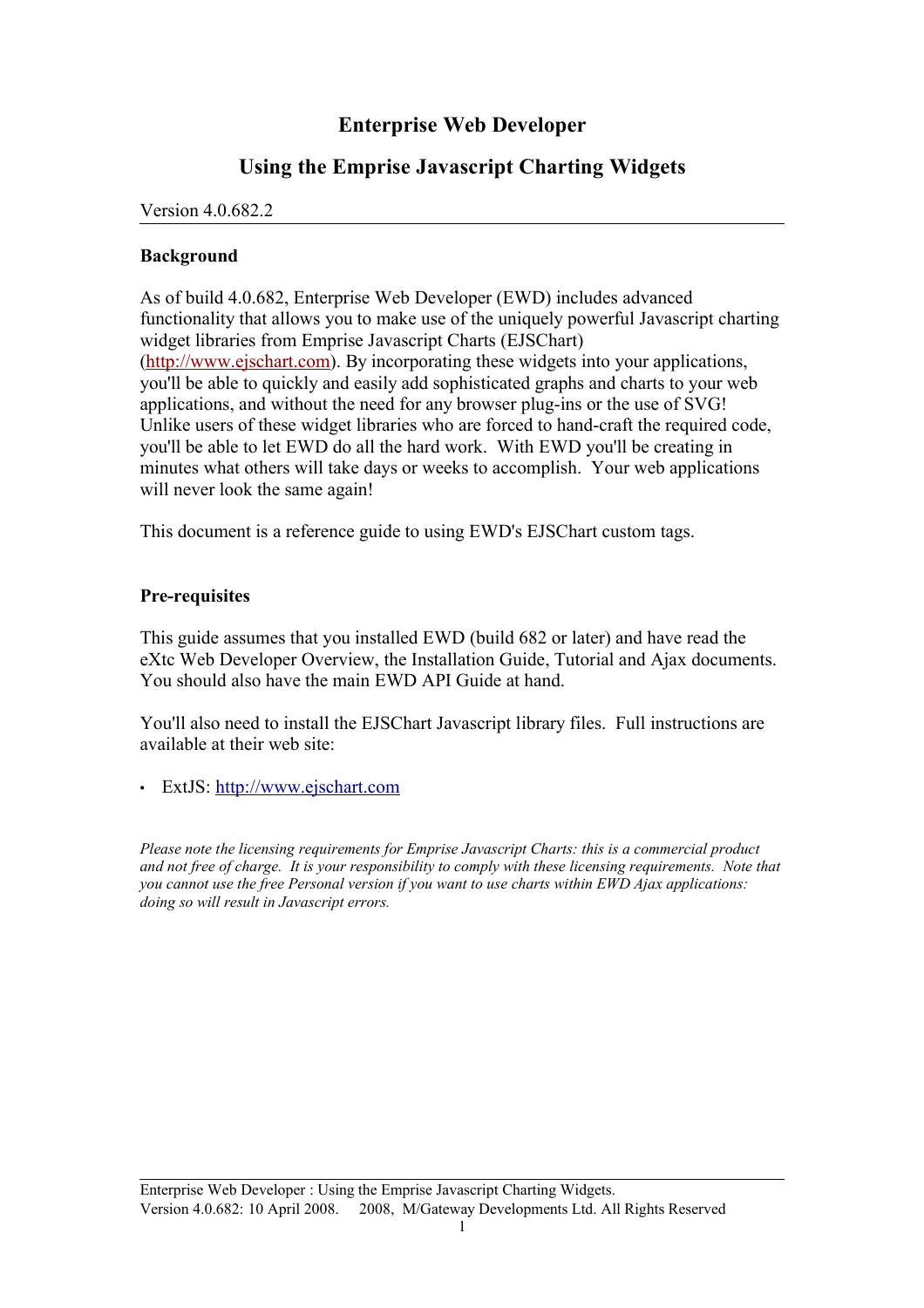# Enterprise Web Developer

## Using the Emprise Javascript Charting Widgets

Version 4.0.682.2

### Background

As of build 4.0.682, Enterprise Web Developer (EWD) includes advanced functionality that allows you to make use of the uniquely powerful Javascript charting widget libraries from Emprise Javascript Charts (EJSChart) (http://www.ejschart.com). By incorporating these widgets into your applications, you'll be able to quickly and easily add sophisticated graphs and charts to your web applications, and without the need for any browser plug-ins or the use of SVG! Unlike users of these widget libraries who are forced to hand-craft the required code, you'll be able to let EWD do all the hard work. With EWD you'll be creating in minutes what others will take days or weeks to accomplish. Your web applications will never look the same again!

This document is a reference guide to using EWD's EJSChart custom tags.

### Pre-requisites

This guide assumes that you installed EWD (build 682 or later) and have read the eXtc Web Developer Overview, the Installation Guide, Tutorial and Ajax documents. You should also have the main EWD API Guide at hand.

You'll also need to install the EJSChart Javascript library files. Full instructions are available at their web site:

- ExtJS: http://www.ejschart.com

*Please note the licensing requirements for Emprise Javascript Charts: this is a commercial product and not free of charge. It is your responsibility to comply with these licensing requirements. Note that you cannot use the free Personal version if you want to use charts within EWD Ajax applications: doing so will result in Javascript errors.*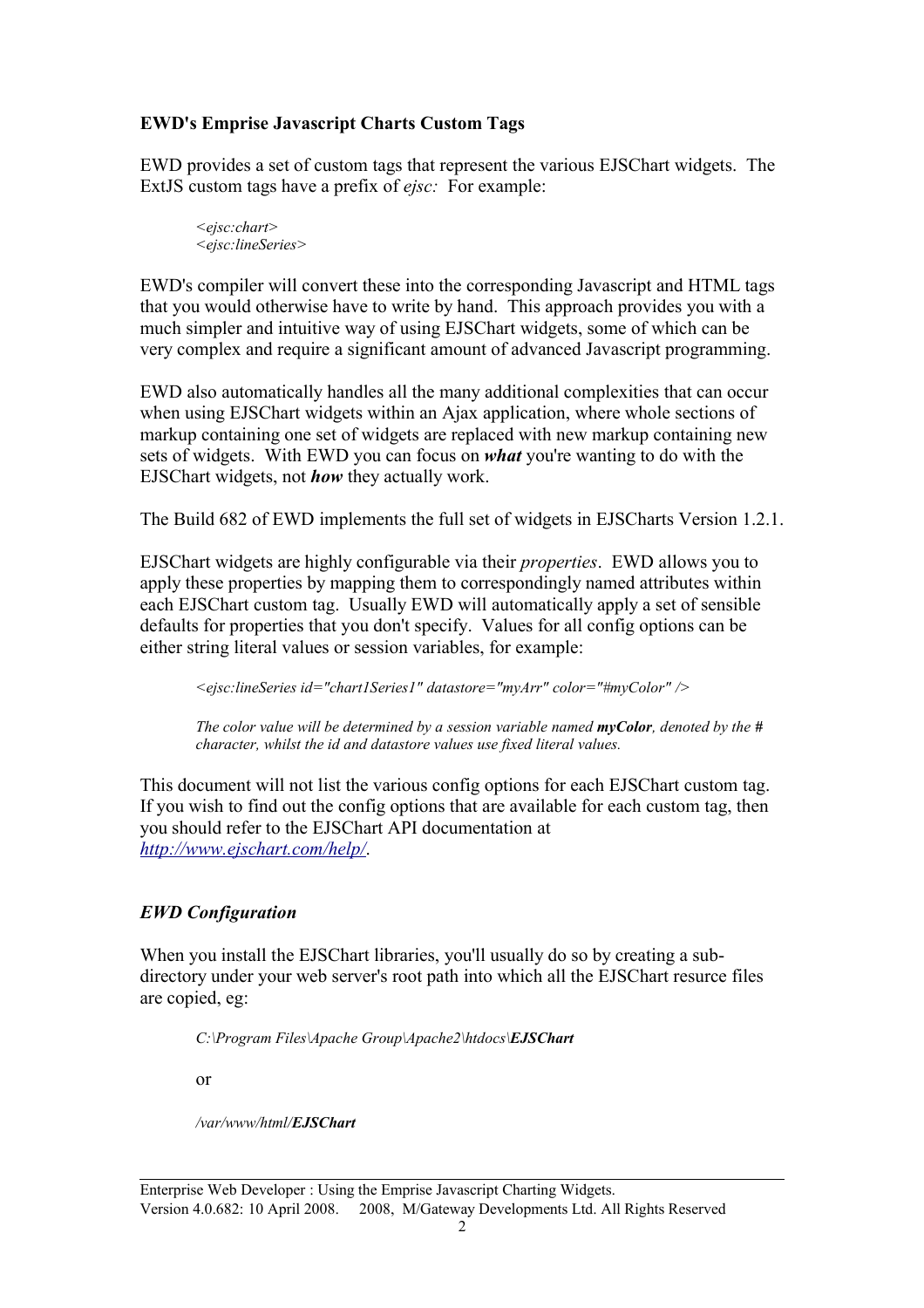**EWD's Emprise Javascript Charts Custom Tags**

EWD provides a set of custom tags that represent the various EJSChart widgets. The ExtJS custom tags have a prefix of *ejsc:* For example:

> *<ejsc:chart>*
> *<ejsc:lineSeries>*

EWD's compiler will convert these into the corresponding Javascript and HTML tags that you would otherwise have to write by hand. This approach provides you with a much simpler and intuitive way of using EJSChart widgets, some of which can be very complex and require a significant amount of advanced Javascript programming.

EWD also automatically handles all the many additional complexities that can occur when using EJSChart widgets within an Ajax application, where whole sections of markup containing one set of widgets are replaced with new markup containing new sets of widgets. With EWD you can focus on ***what*** you're wanting to do with the EJSChart widgets, not ***how*** they actually work.

The Build 682 of EWD implements the full set of widgets in EJSCharts Version 1.2.1.

EJSChart widgets are highly configurable via their *properties*. EWD allows you to apply these properties by mapping them to correspondingly named attributes within each EJSChart custom tag. Usually EWD will automatically apply a set of sensible defaults for properties that you don't specify. Values for all config options can be either string literal values or session variables, for example:

> *<ejsc:lineSeries id="chart1Series1" datastore="myArr" color="#myColor" />*
>
> *The color value will be determined by a session variable named **myColor**, denoted by the # character, whilst the id and datastore values use fixed literal values.*

This document will not list the various config options for each EJSChart custom tag. If you wish to find out the config options that are available for each custom tag, then you should refer to the EJSChart API documentation at [http://www.ejschart.com/help/](http://www.ejschart.com/help/).

### *EWD Configuration*

When you install the EJSChart libraries, you'll usually do so by creating a sub-directory under your web server's root path into which all the EJSChart resurce files are copied, eg:

> *C:\Program Files\Apache Group\Apache2\htdocs\\**EJSChart***
>
> or
>
> */var/www/html/**EJSChart***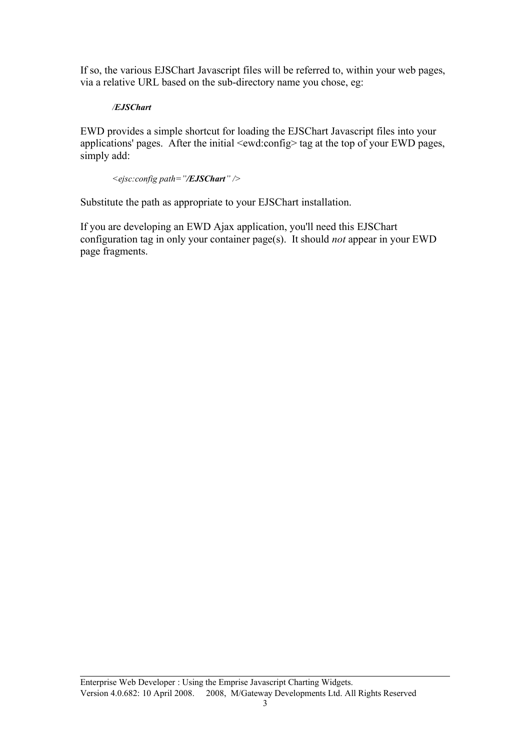If so, the various EJSChart Javascript files will be referred to, within your web pages, via a relative URL based on the sub-directory name you chose, eg:

*/**EJSChart***

EWD provides a simple shortcut for loading the EJSChart Javascript files into your applications' pages. After the initial <ewd:config> tag at the top of your EWD pages, simply add:

*<ejsc:config path="**/EJSChart**" />*

Substitute the path as appropriate to your EJSChart installation.

If you are developing an EWD Ajax application, you'll need this EJSChart configuration tag in only your container page(s). It should *not* appear in your EWD page fragments.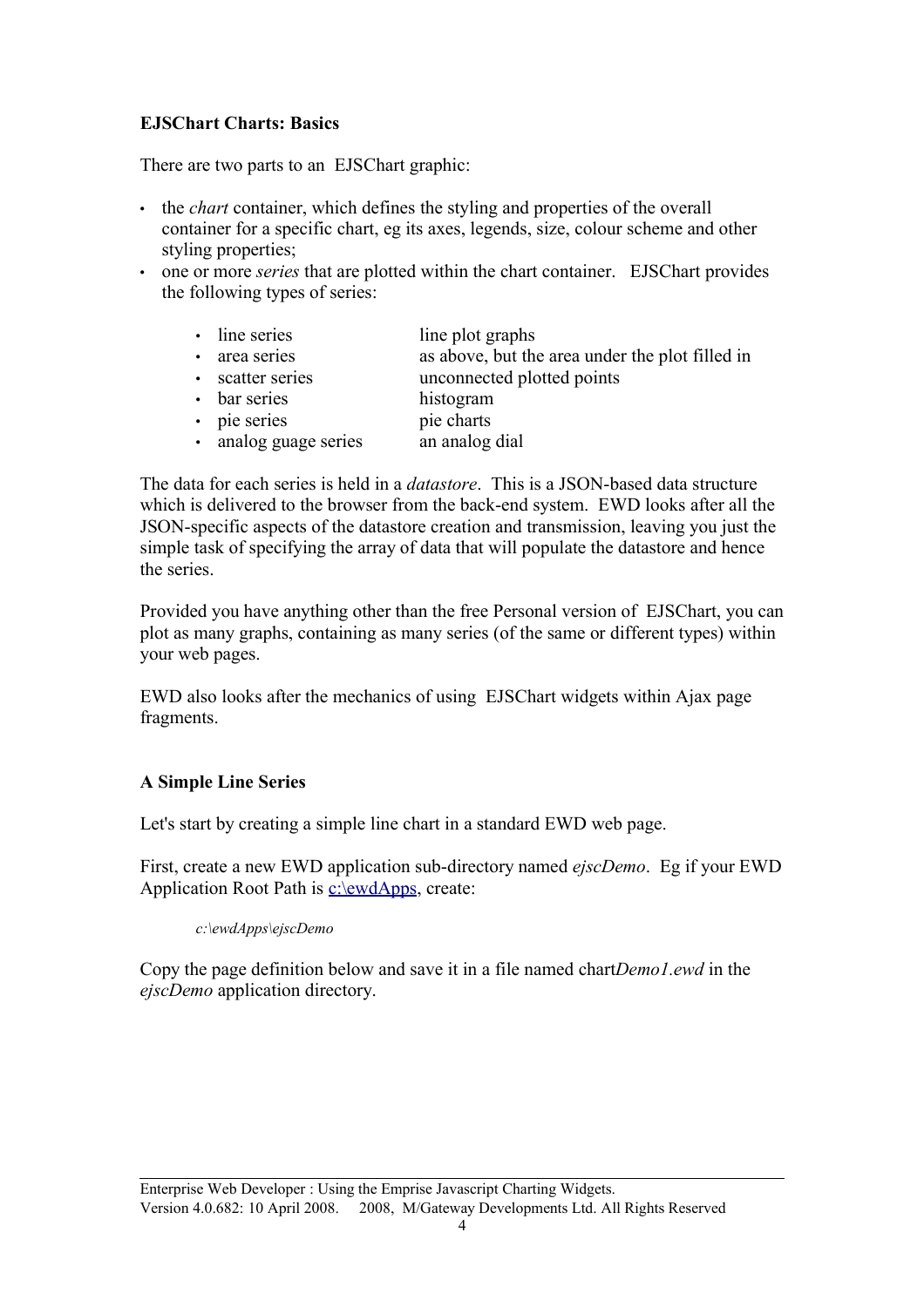**EJSChart Charts: Basics**

There are two parts to an EJSChart graphic:

- the *chart* container, which defines the styling and properties of the overall container for a specific chart, eg its axes, legends, size, colour scheme and other styling properties;
- one or more *series* that are plotted within the chart container. EJSChart provides the following types of series:

| | |
|---|---|
| • line series | line plot graphs |
| • area series | as above, but the area under the plot filled in |
| • scatter series | unconnected plotted points |
| • bar series | histogram |
| • pie series | pie charts |
| • analog guage series | an analog dial |

The data for each series is held in a *datastore*. This is a JSON-based data structure which is delivered to the browser from the back-end system. EWD looks after all the JSON-specific aspects of the datastore creation and transmission, leaving you just the simple task of specifying the array of data that will populate the datastore and hence the series.

Provided you have anything other than the free Personal version of EJSChart, you can plot as many graphs, containing as many series (of the same or different types) within your web pages.

EWD also looks after the mechanics of using EJSChart widgets within Ajax page fragments.

**A Simple Line Series**

Let's start by creating a simple line chart in a standard EWD web page.

First, create a new EWD application sub-directory named *ejscDemo*. Eg if your EWD Application Root Path is c:\ewdApps, create:

*c:\ewdApps\ejscDemo*

Copy the page definition below and save it in a file named chart*Demo1.ewd* in the *ejscDemo* application directory.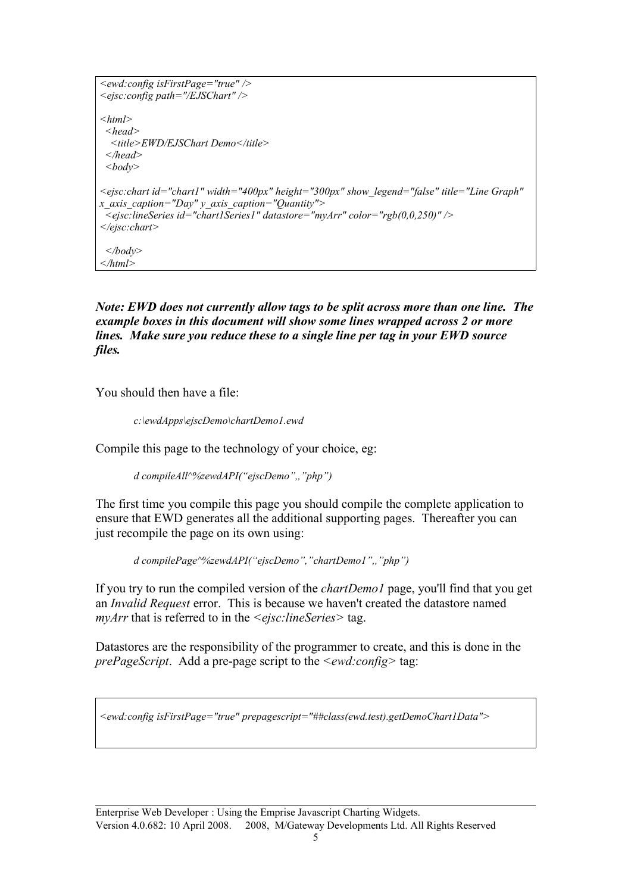```
<ewd:config isFirstPage="true" />
<ejsc:config path="/EJSChart" />

<html>
  <head>
    <title>EWD/EJSChart Demo</title>
  </head>
  <body>

<ejsc:chart id="chart1" width="400px" height="300px" show_legend="false" title="Line Graph"
x_axis_caption="Day" y_axis_caption="Quantity">
  <ejsc:lineSeries id="chart1Series1" datastore="myArr" color="rgb(0,0,250)" />
</ejsc:chart>

  </body>
</html>
```

***Note: EWD does not currently allow tags to be split across more than one line. The example boxes in this document will show some lines wrapped across 2 or more lines. Make sure you reduce these to a single line per tag in your EWD source files.***

You should then have a file:

*c:\ewdApps\ejscDemo\chartDemo1.ewd*

Compile this page to the technology of your choice, eg:

*d compileAll^%zewdAPI("ejscDemo",,"php")*

The first time you compile this page you should compile the complete application to ensure that EWD generates all the additional supporting pages. Thereafter you can just recompile the page on its own using:

*d compilePage^%zewdAPI("ejscDemo","chartDemo1",,"php")*

If you try to run the compiled version of the *chartDemo1* page, you'll find that you get an *Invalid Request* error. This is because we haven't created the datastore named *myArr* that is referred to in the *<ejsc:lineSeries>* tag.

Datastores are the responsibility of the programmer to create, and this is done in the *prePageScript*. Add a pre-page script to the *<ewd:config>* tag:

```
<ewd:config isFirstPage="true" prepagescript="##class(ewd.test).getDemoChart1Data">
```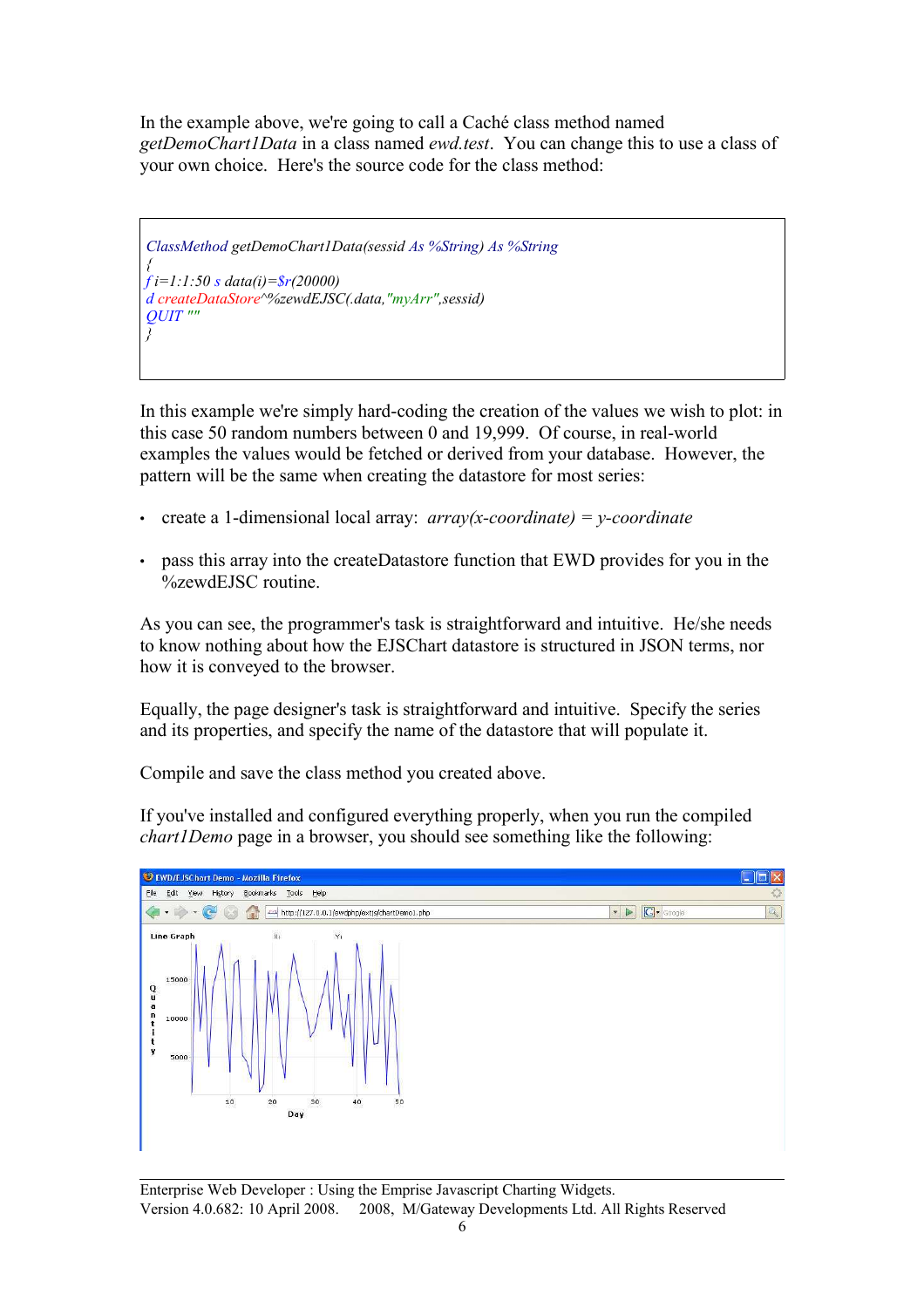In the example above, we're going to call a Caché class method named *getDemoChart1Data* in a class named *ewd.test*. You can change this to use a class of your own choice. Here's the source code for the class method:

```
ClassMethod getDemoChart1Data(sessid As %String) As %String
{
f i=1:1:50 s data(i)=$r(20000)
d createDataStore^%zewdEJSC(.data,"myArr",sessid)
QUIT ""
}
```

In this example we're simply hard-coding the creation of the values we wish to plot: in this case 50 random numbers between 0 and 19,999. Of course, in real-world examples the values would be fetched or derived from your database. However, the pattern will be the same when creating the datastore for most series:

- create a 1-dimensional local array: *array(x-coordinate) = y-coordinate*
- pass this array into the createDatastore function that EWD provides for you in the %zewdEJSC routine.

As you can see, the programmer's task is straightforward and intuitive. He/she needs to know nothing about how the EJSChart datastore is structured in JSON terms, nor how it is conveyed to the browser.

Equally, the page designer's task is straightforward and intuitive. Specify the series and its properties, and specify the name of the datastore that will populate it.

Compile and save the class method you created above.

If you've installed and configured everything properly, when you run the compiled *chart1Demo* page in a browser, you should see something like the following: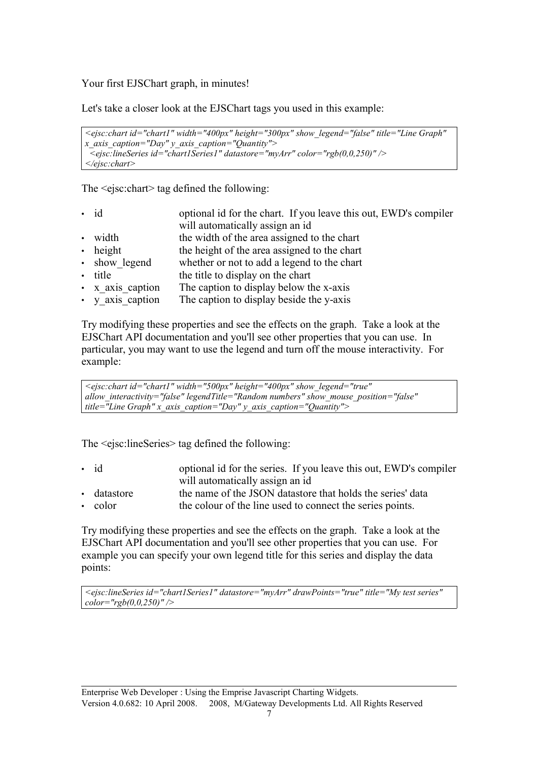Your first EJSChart graph, in minutes!

Let's take a closer look at the EJSChart tags you used in this example:

```
<ejsc:chart id="chart1" width="400px" height="300px" show_legend="false" title="Line Graph"
x_axis_caption="Day" y_axis_caption="Quantity">
  <ejsc:lineSeries id="chart1Series1" datastore="myArr" color="rgb(0,0,250)" />
</ejsc:chart>
```

The <ejsc:chart> tag defined the following:

- id — optional id for the chart. If you leave this out, EWD's compiler will automatically assign an id
- width — the width of the area assigned to the chart
- height — the height of the area assigned to the chart
- show_legend — whether or not to add a legend to the chart
- title — the title to display on the chart
- x_axis_caption — The caption to display below the x-axis
- y_axis_caption — The caption to display beside the y-axis

Try modifying these properties and see the effects on the graph. Take a look at the EJSChart API documentation and you'll see other properties that you can use. In particular, you may want to use the legend and turn off the mouse interactivity. For example:

```
<ejsc:chart id="chart1" width="500px" height="400px" show_legend="true"
allow_interactivity="false" legendTitle="Random numbers" show_mouse_position="false"
title="Line Graph" x_axis_caption="Day" y_axis_caption="Quantity">
```

The <ejsc:lineSeries> tag defined the following:

- id — optional id for the series. If you leave this out, EWD's compiler will automatically assign an id
- datastore — the name of the JSON datastore that holds the series' data
- color — the colour of the line used to connect the series points.

Try modifying these properties and see the effects on the graph. Take a look at the EJSChart API documentation and you'll see other properties that you can use. For example you can specify your own legend title for this series and display the data points:

```
<ejsc:lineSeries id="chart1Series1" datastore="myArr" drawPoints="true" title="My test series"
color="rgb(0,0,250)" />
```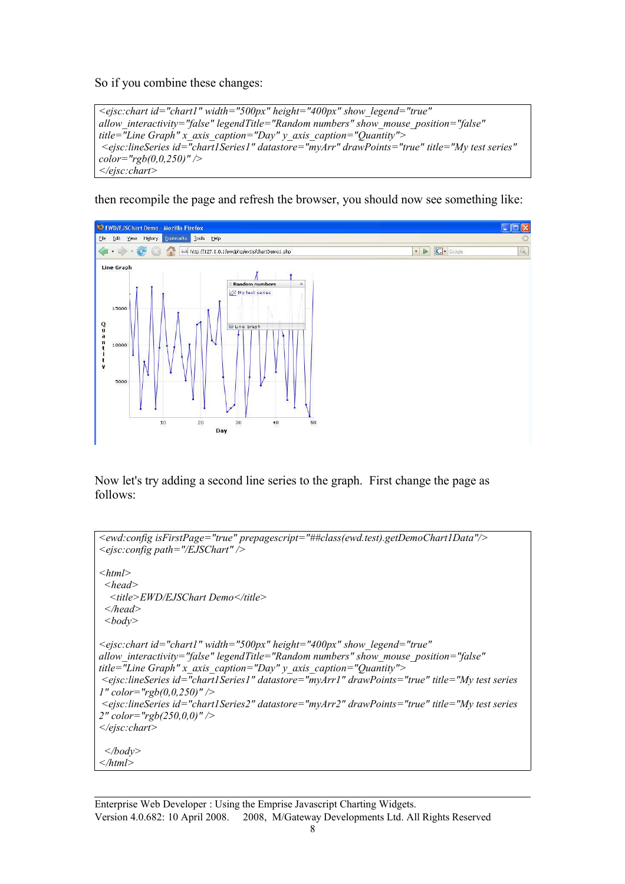So if you combine these changes:

```
<ejsc:chart id="chart1" width="500px" height="400px" show_legend="true"
allow_interactivity="false" legendTitle="Random numbers" show_mouse_position="false"
title="Line Graph" x_axis_caption="Day" y_axis_caption="Quantity">
 <ejsc:lineSeries id="chart1Series1" datastore="myArr" drawPoints="true" title="My test series"
color="rgb(0,0,250)" />
</ejsc:chart>
```

then recompile the page and refresh the browser, you should now see something like:

Now let's try adding a second line series to the graph. First change the page as follows:

```
<ewd:config isFirstPage="true" prepagescript="##class(ewd.test).getDemoChart1Data"/>
<ejsc:config path="/EJSChart" />

<html>
 <head>
  <title>EWD/EJSChart Demo</title>
 </head>
 <body>

<ejsc:chart id="chart1" width="500px" height="400px" show_legend="true"
allow_interactivity="false" legendTitle="Random numbers" show_mouse_position="false"
title="Line Graph" x_axis_caption="Day" y_axis_caption="Quantity">
 <ejsc:lineSeries id="chart1Series1" datastore="myArr1" drawPoints="true" title="My test series
1" color="rgb(0,0,250)" />
 <ejsc:lineSeries id="chart1Series2" datastore="myArr2" drawPoints="true" title="My test series
2" color="rgb(250,0,0)" />
</ejsc:chart>

 </body>
</html>
```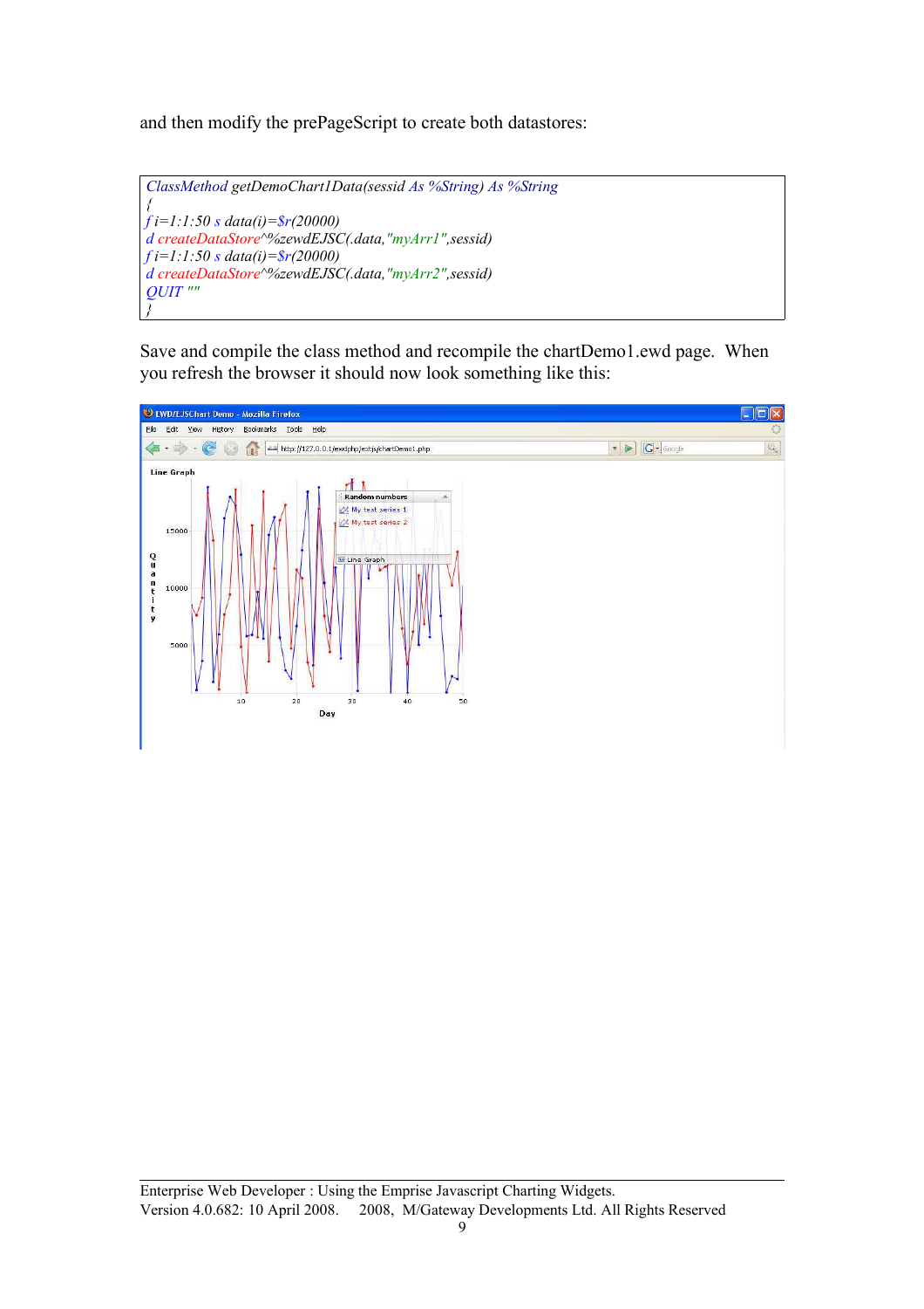and then modify the prePageScript to create both datastores:

```
ClassMethod getDemoChart1Data(sessid As %String) As %String
{
f i=1:1:50 s data(i)=$r(20000)
d createDataStore^%zewdEJSC(.data,"myArr1",sessid)
f i=1:1:50 s data(i)=$r(20000)
d createDataStore^%zewdEJSC(.data,"myArr2",sessid)
QUIT ""
}
```

Save and compile the class method and recompile the chartDemo1.ewd page. When you refresh the browser it should now look something like this: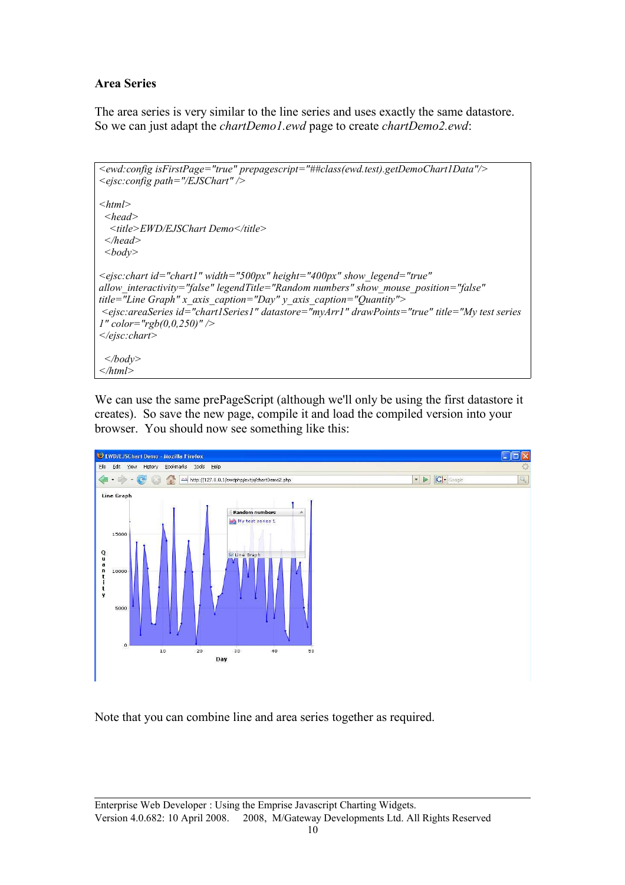### Area Series

The area series is very similar to the line series and uses exactly the same datastore. So we can just adapt the *chartDemo1.ewd* page to create *chartDemo2.ewd*:

```
<ewd:config isFirstPage="true" prepagescript="##class(ewd.test).getDemoChart1Data"/>
<ejsc:config path="/EJSChart" />

<html>
 <head>
   <title>EWD/EJSChart Demo</title>
 </head>
 <body>

<ejsc:chart id="chart1" width="500px" height="400px" show_legend="true"
allow_interactivity="false" legendTitle="Random numbers" show_mouse_position="false"
title="Line Graph" x_axis_caption="Day" y_axis_caption="Quantity">
 <ejsc:areaSeries id="chart1Series1" datastore="myArr1" drawPoints="true" title="My test series
1" color="rgb(0,0,250)" />
</ejsc:chart>

 </body>
</html>
```

We can use the same prePageScript (although we'll only be using the first datastore it creates). So save the new page, compile it and load the compiled version into your browser. You should now see something like this:

Note that you can combine line and area series together as required.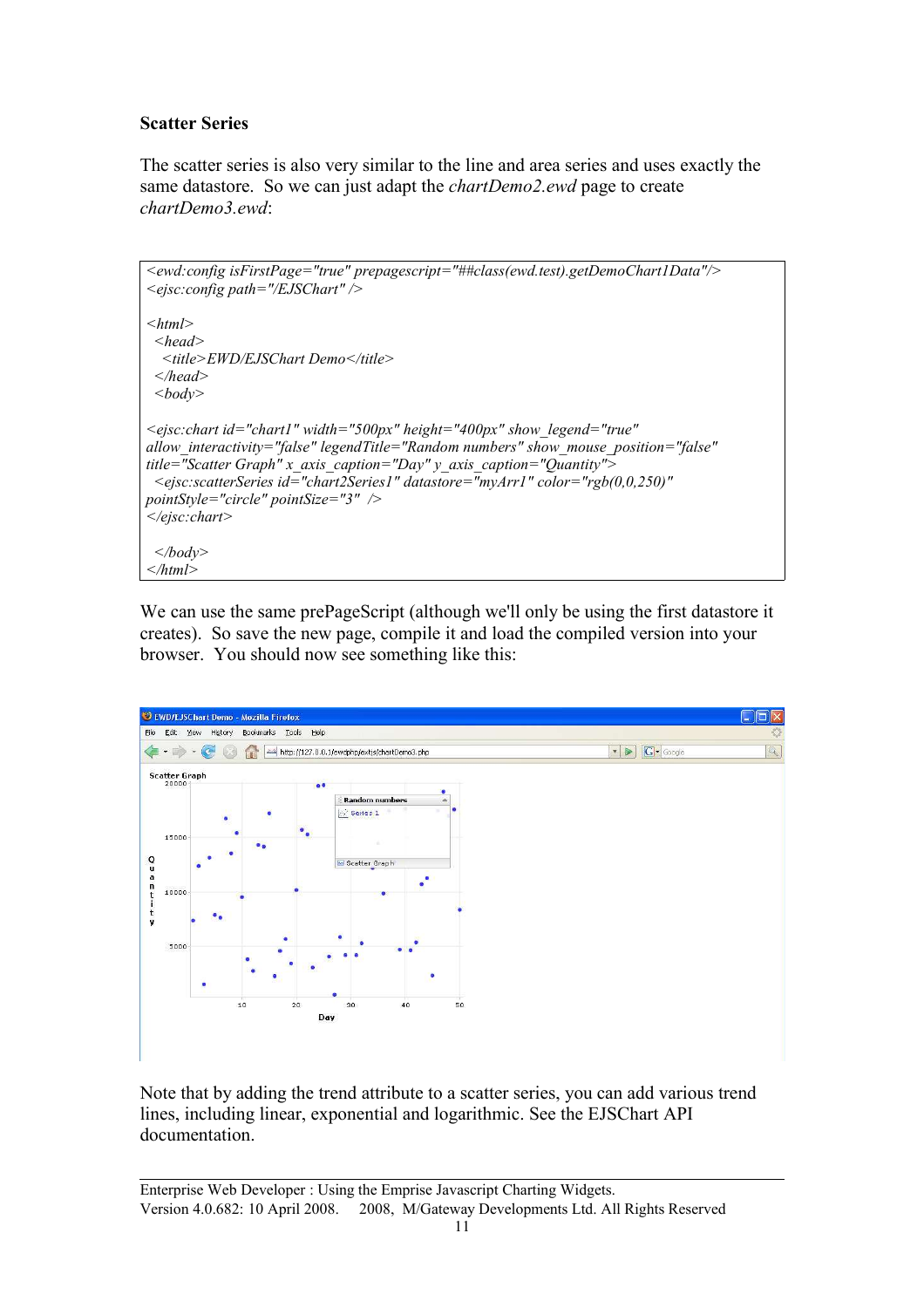### Scatter Series

The scatter series is also very similar to the line and area series and uses exactly the same datastore. So we can just adapt the *chartDemo2.ewd* page to create *chartDemo3.ewd*:

```
<ewd:config isFirstPage="true" prepagescript="##class(ewd.test).getDemoChart1Data"/>
<ejsc:config path="/EJSChart" />

<html>
 <head>
  <title>EWD/EJSChart Demo</title>
 </head>
 <body>

<ejsc:chart id="chart1" width="500px" height="400px" show_legend="true"
allow_interactivity="false" legendTitle="Random numbers" show_mouse_position="false"
title="Scatter Graph" x_axis_caption="Day" y_axis_caption="Quantity">
 <ejsc:scatterSeries id="chart2Series1" datastore="myArr1" color="rgb(0,0,250)"
pointStyle="circle" pointSize="3"  />
</ejsc:chart>

 </body>
</html>
```

We can use the same prePageScript (although we'll only be using the first datastore it creates). So save the new page, compile it and load the compiled version into your browser. You should now see something like this:

Note that by adding the trend attribute to a scatter series, you can add various trend lines, including linear, exponential and logarithmic. See the EJSChart API documentation.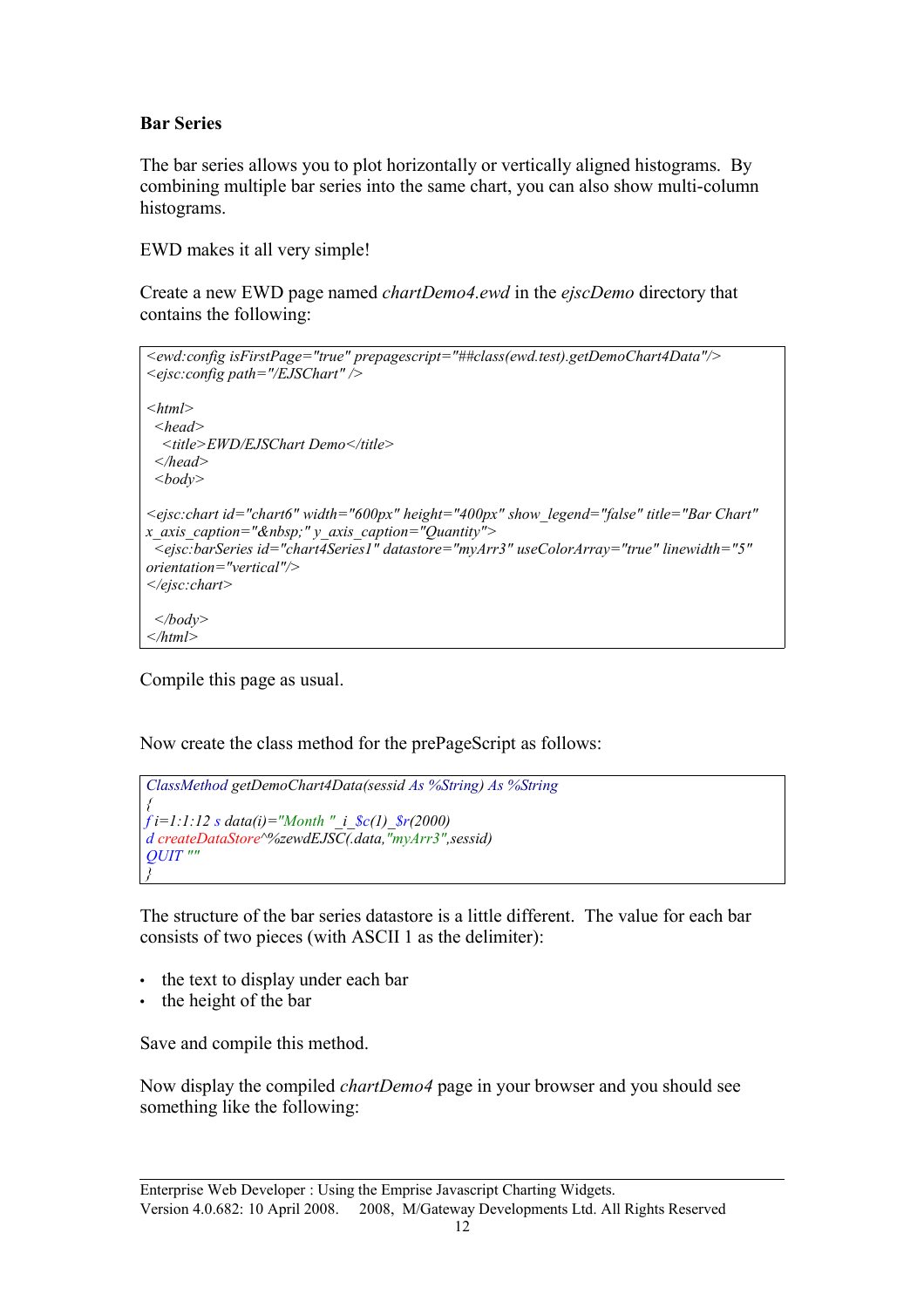**Bar Series**

The bar series allows you to plot horizontally or vertically aligned histograms. By combining multiple bar series into the same chart, you can also show multi-column histograms.

EWD makes it all very simple!

Create a new EWD page named *chartDemo4.ewd* in the *ejscDemo* directory that contains the following:

```
<ewd:config isFirstPage="true" prepagescript="##class(ewd.test).getDemoChart4Data"/>
<ejsc:config path="/EJSChart" />

<html>
  <head>
    <title>EWD/EJSChart Demo</title>
  </head>
  <body>

<ejsc:chart id="chart6" width="600px" height="400px" show_legend="false" title="Bar Chart"
x_axis_caption="&nbsp;" y_axis_caption="Quantity">
  <ejsc:barSeries id="chart4Series1" datastore="myArr3" useColorArray="true" linewidth="5"
orientation="vertical"/>
</ejsc:chart>

  </body>
</html>
```

Compile this page as usual.

Now create the class method for the prePageScript as follows:

```
ClassMethod getDemoChart4Data(sessid As %String) As %String
{
 f i=1:1:12 s data(i)="Month "_i_$c(1)_$r(2000)
 d createDataStore^%zewdEJSC(.data,"myArr3",sessid)
 QUIT ""
}
```

The structure of the bar series datastore is a little different. The value for each bar consists of two pieces (with ASCII 1 as the delimiter):

- the text to display under each bar
- the height of the bar

Save and compile this method.

Now display the compiled *chartDemo4* page in your browser and you should see something like the following: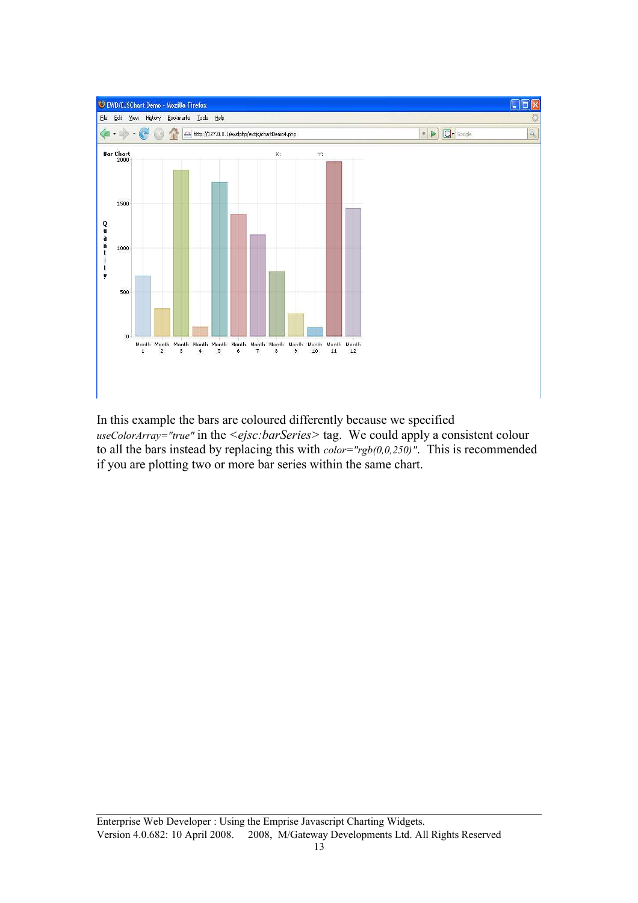In this example the bars are coloured differently because we specified *useColorArray="true"* in the *<ejsc:barSeries>* tag. We could apply a consistent colour to all the bars instead by replacing this with *color="rgb(0,0,250)"*. This is recommended if you are plotting two or more bar series within the same chart.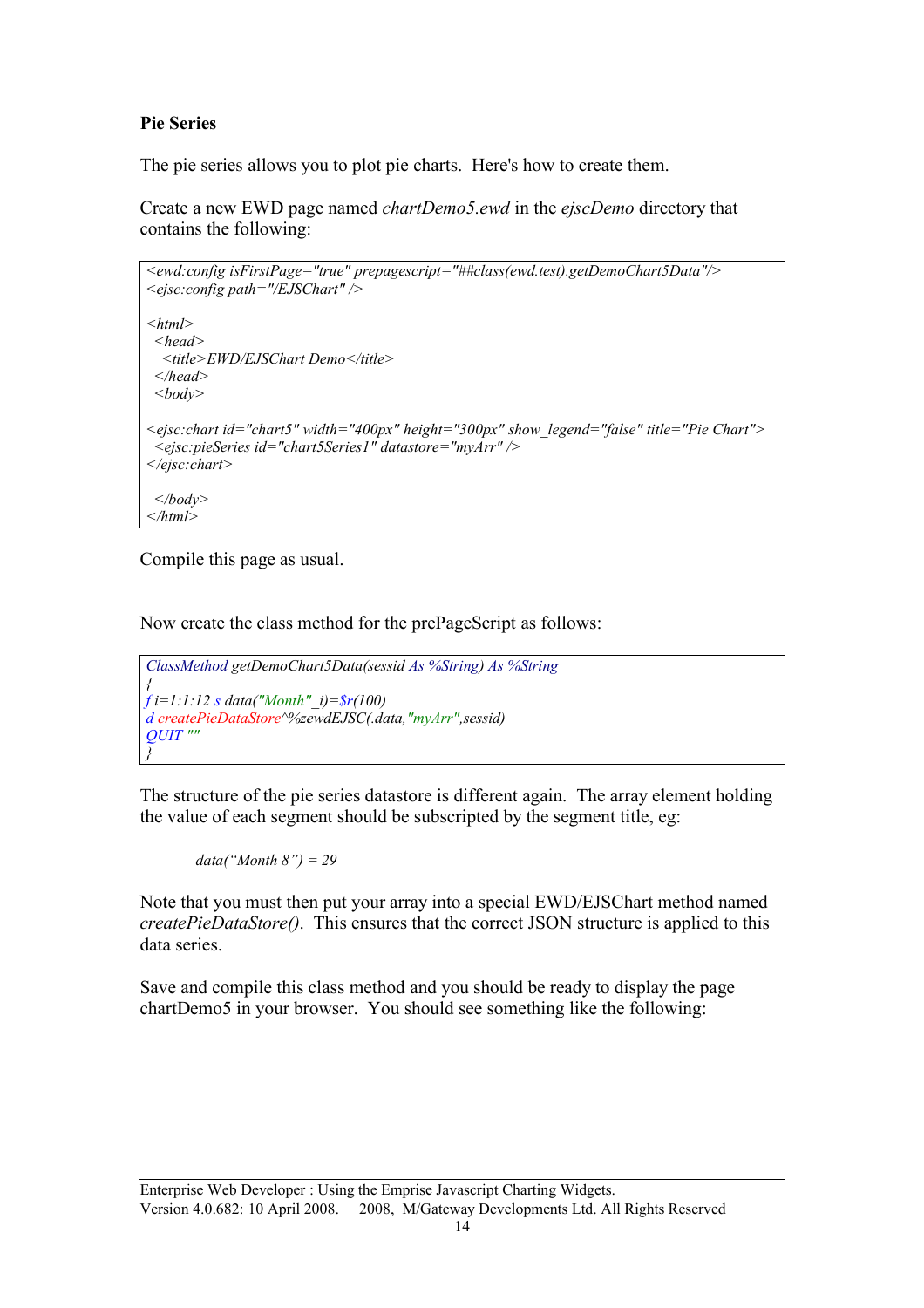**Pie Series**

The pie series allows you to plot pie charts. Here's how to create them.

Create a new EWD page named *chartDemo5.ewd* in the *ejscDemo* directory that contains the following:

```
<ewd:config isFirstPage="true" prepagescript="##class(ewd.test).getDemoChart5Data"/>
<ejsc:config path="/EJSChart" />

<html>
 <head>
  <title>EWD/EJSChart Demo</title>
 </head>
 <body>

<ejsc:chart id="chart5" width="400px" height="300px" show_legend="false" title="Pie Chart">
 <ejsc:pieSeries id="chart5Series1" datastore="myArr" />
</ejsc:chart>

 </body>
</html>
```

Compile this page as usual.

Now create the class method for the prePageScript as follows:

```
ClassMethod getDemoChart5Data(sessid As %String) As %String
{
f i=1:1:12 s data("Month"_i)=$r(100)
d createPieDataStore^%zewdEJSC(.data,"myArr",sessid)
QUIT ""
}
```

The structure of the pie series datastore is different again. The array element holding the value of each segment should be subscripted by the segment title, eg:

*data("Month 8") = 29*

Note that you must then put your array into a special EWD/EJSChart method named *createPieDataStore()*. This ensures that the correct JSON structure is applied to this data series.

Save and compile this class method and you should be ready to display the page chartDemo5 in your browser. You should see something like the following: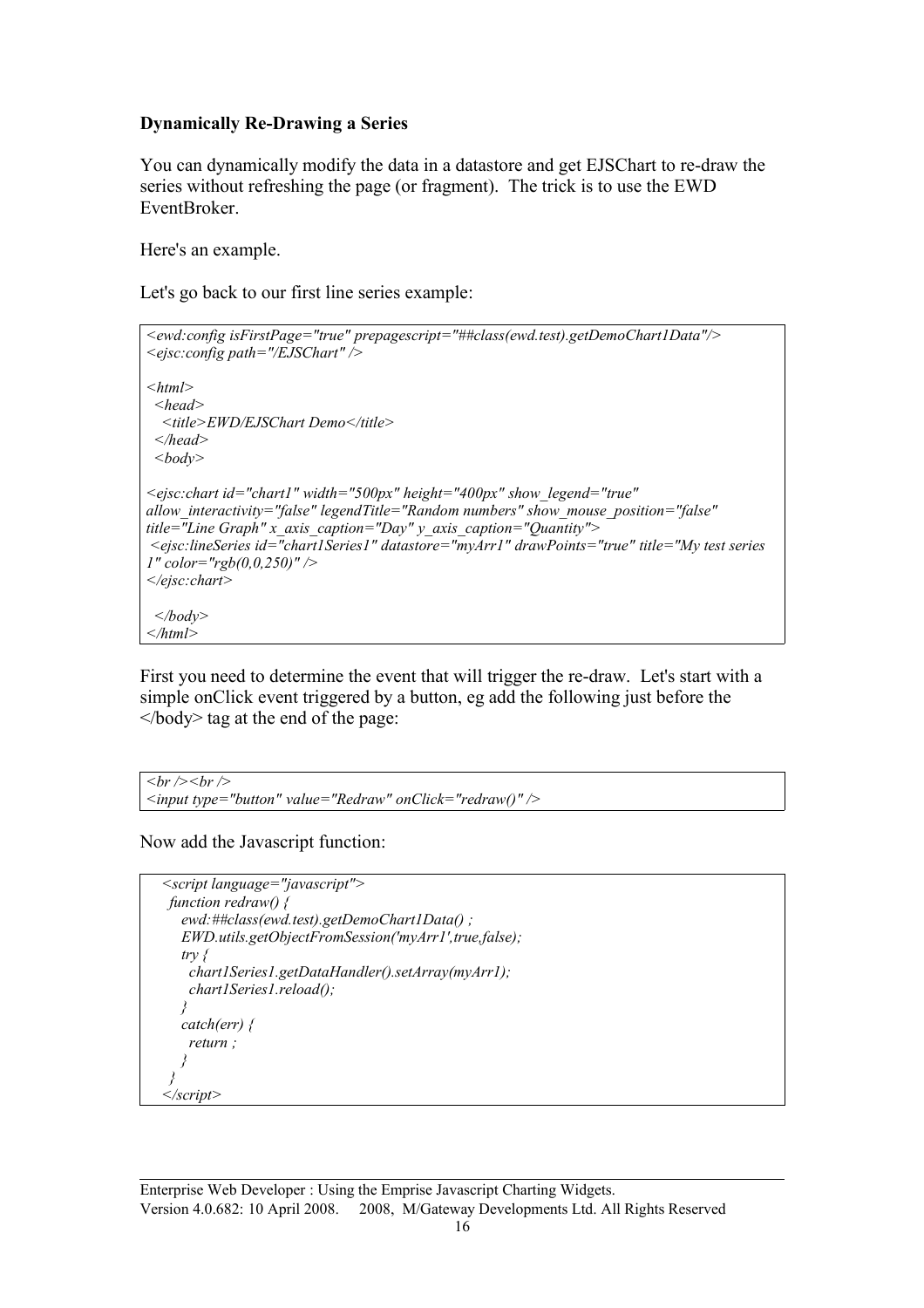**Dynamically Re-Drawing a Series**

You can dynamically modify the data in a datastore and get EJSChart to re-draw the series without refreshing the page (or fragment). The trick is to use the EWD EventBroker.

Here's an example.

Let's go back to our first line series example:

```
<ewd:config isFirstPage="true" prepagescript="##class(ewd.test).getDemoChart1Data"/>
<ejsc:config path="/EJSChart" />

<html>
  <head>
   <title>EWD/EJSChart Demo</title>
  </head>
  <body>

<ejsc:chart id="chart1" width="500px" height="400px" show_legend="true"
allow_interactivity="false" legendTitle="Random numbers" show_mouse_position="false"
title="Line Graph" x_axis_caption="Day" y_axis_caption="Quantity">
 <ejsc:lineSeries id="chart1Series1" datastore="myArr1" drawPoints="true" title="My test series
1" color="rgb(0,0,250)" />
</ejsc:chart>

  </body>
</html>
```

First you need to determine the event that will trigger the re-draw. Let's start with a simple onClick event triggered by a button, eg add the following just before the </body> tag at the end of the page:

```
<br /><br />
<input type="button" value="Redraw" onClick="redraw()" />
```

Now add the Javascript function:

```
  <script language="javascript">
   function redraw() {
     ewd:##class(ewd.test).getDemoChart1Data() ;
     EWD.utils.getObjectFromSession('myArr1',true,false);
     try {
       chart1Series1.getDataHandler().setArray(myArr1);
       chart1Series1.reload();
     }
     catch(err) {
       return ;
     }
   }
  </script>
```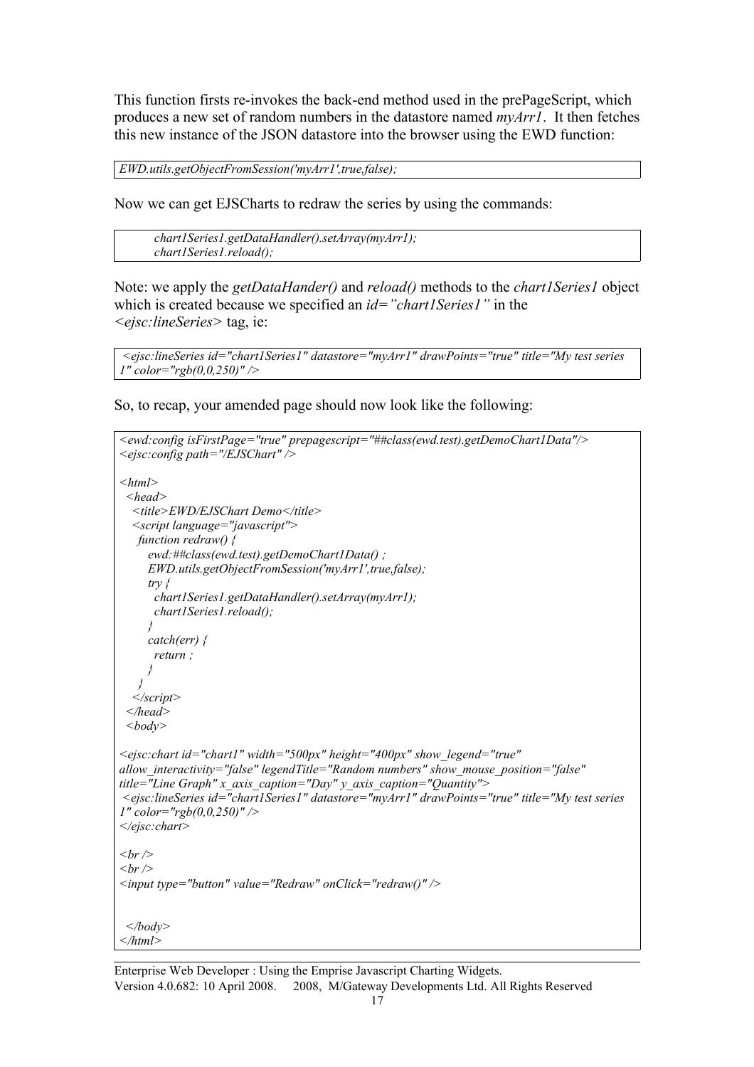This function firsts re-invokes the back-end method used in the prePageScript, which produces a new set of random numbers in the datastore named *myArr1*. It then fetches this new instance of the JSON datastore into the browser using the EWD function:

```
EWD.utils.getObjectFromSession('myArr1',true,false);
```

Now we can get EJSCharts to redraw the series by using the commands:

```
        chart1Series1.getDataHandler().setArray(myArr1);
        chart1Series1.reload();
```

Note: we apply the *getDataHander()* and *reload()* methods to the *chart1Series1* object which is created because we specified an *id="chart1Series1"* in the *<ejsc:lineSeries>* tag, ie:

```
 <ejsc:lineSeries id="chart1Series1" datastore="myArr1" drawPoints="true" title="My test series 1" color="rgb(0,0,250)" />
```

So, to recap, your amended page should now look like the following:

```
<ewd:config isFirstPage="true" prepagescript="##class(ewd.test).getDemoChart1Data"/>
<ejsc:config path="/EJSChart" />

<html>
  <head>
    <title>EWD/EJSChart Demo</title>
    <script language="javascript">
      function redraw() {
        ewd:##class(ewd.test).getDemoChart1Data() ;
        EWD.utils.getObjectFromSession('myArr1',true,false);
        try {
          chart1Series1.getDataHandler().setArray(myArr1);
          chart1Series1.reload();
        }
        catch(err) {
          return ;
        }
      }
    </script>
  </head>
  <body>

<ejsc:chart id="chart1" width="500px" height="400px" show_legend="true"
allow_interactivity="false" legendTitle="Random numbers" show_mouse_position="false"
title="Line Graph" x_axis_caption="Day" y_axis_caption="Quantity">
 <ejsc:lineSeries id="chart1Series1" datastore="myArr1" drawPoints="true" title="My test series 1" color="rgb(0,0,250)" />
</ejsc:chart>

<br />
<br />
<input type="button" value="Redraw" onClick="redraw()" />


  </body>
</html>
```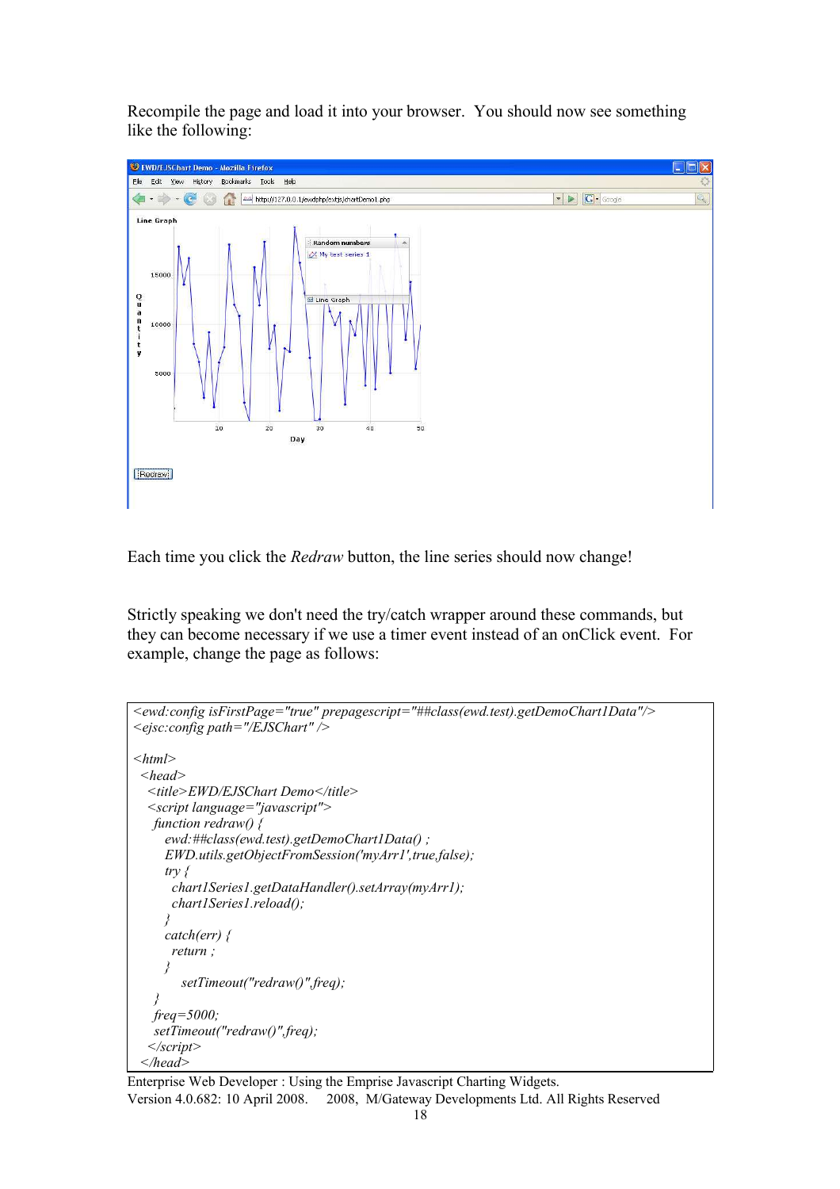Recompile the page and load it into your browser. You should now see something like the following:

Each time you click the *Redraw* button, the line series should now change!

Strictly speaking we don't need the try/catch wrapper around these commands, but they can become necessary if we use a timer event instead of an onClick event. For example, change the page as follows:

```
<ewd:config isFirstPage="true" prepagescript="##class(ewd.test).getDemoChart1Data"/>
<ejsc:config path="/EJSChart" />

<html>
 <head>
  <title>EWD/EJSChart Demo</title>
  <script language="javascript">
   function redraw() {
     ewd:##class(ewd.test).getDemoChart1Data() ;
     EWD.utils.getObjectFromSession('myArr1',true,false);
     try {
       chart1Series1.getDataHandler().setArray(myArr1);
       chart1Series1.reload();
     }
     catch(err) {
       return ;
     }
        setTimeout("redraw()",freq);
   }
   freq=5000;
   setTimeout("redraw()",freq);
  </script>
 </head>
```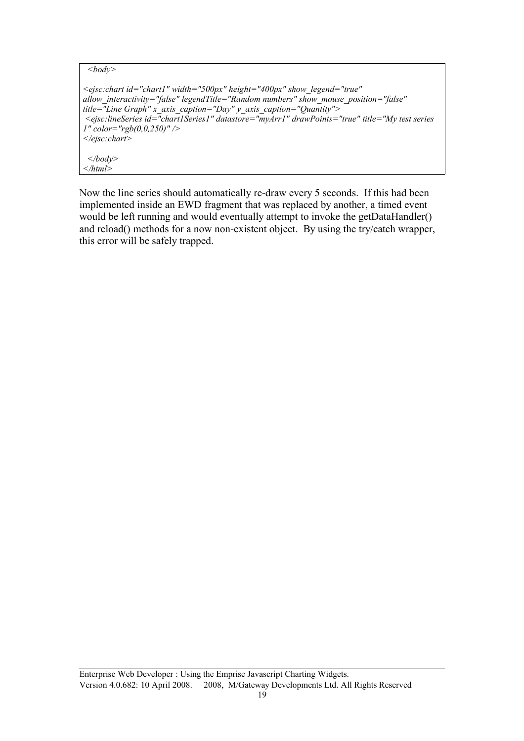```
  <body>

<ejsc:chart id="chart1" width="500px" height="400px" show_legend="true"
allow_interactivity="false" legendTitle="Random numbers" show_mouse_position="false"
title="Line Graph" x_axis_caption="Day" y_axis_caption="Quantity">
 <ejsc:lineSeries id="chart1Series1" datastore="myArr1" drawPoints="true" title="My test series
1" color="rgb(0,0,250)" />
</ejsc:chart>

  </body>
</html>
```

Now the line series should automatically re-draw every 5 seconds. If this had been implemented inside an EWD fragment that was replaced by another, a timed event would be left running and would eventually attempt to invoke the getDataHandler() and reload() methods for a now non-existent object. By using the try/catch wrapper, this error will be safely trapped.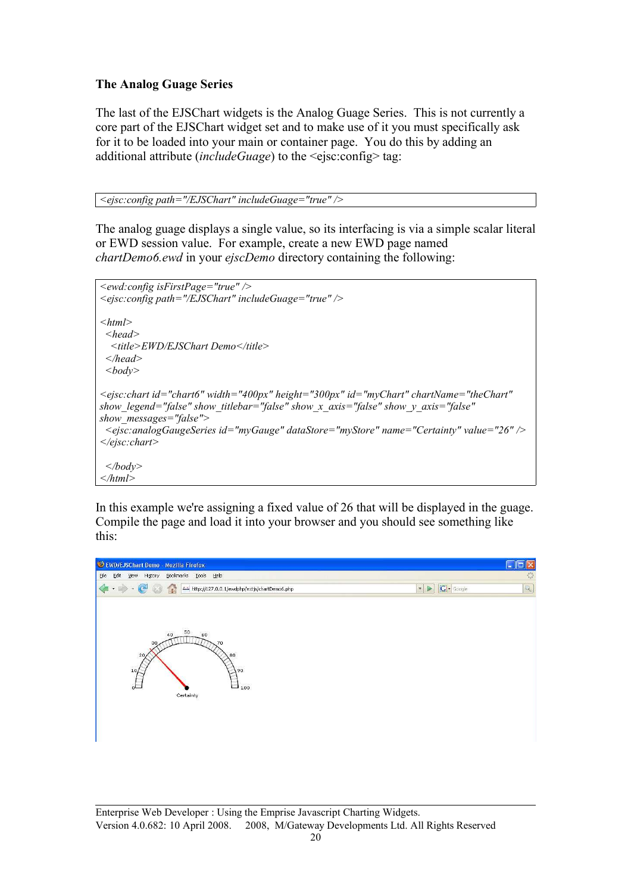**The Analog Guage Series**

The last of the EJSChart widgets is the Analog Guage Series. This is not currently a core part of the EJSChart widget set and to make use of it you must specifically ask for it to be loaded into your main or container page. You do this by adding an additional attribute (*includeGuage*) to the <ejsc:config> tag:

```
<ejsc:config path="/EJSChart" includeGuage="true" />
```

The analog guage displays a single value, so its interfacing is via a simple scalar literal or EWD session value. For example, create a new EWD page named *chartDemo6.ewd* in your *ejscDemo* directory containing the following:

```
<ewd:config isFirstPage="true" />
<ejsc:config path="/EJSChart" includeGuage="true" />

<html>
 <head>
  <title>EWD/EJSChart Demo</title>
 </head>
 <body>

<ejsc:chart id="chart6" width="400px" height="300px" id="myChart" chartName="theChart"
show_legend="false" show_titlebar="false" show_x_axis="false" show_y_axis="false"
show_messages="false">
 <ejsc:analogGaugeSeries id="myGauge" dataStore="myStore" name="Certainty" value="26" />
</ejsc:chart>

 </body>
</html>
```

In this example we're assigning a fixed value of 26 that will be displayed in the guage. Compile the page and load it into your browser and you should see something like this: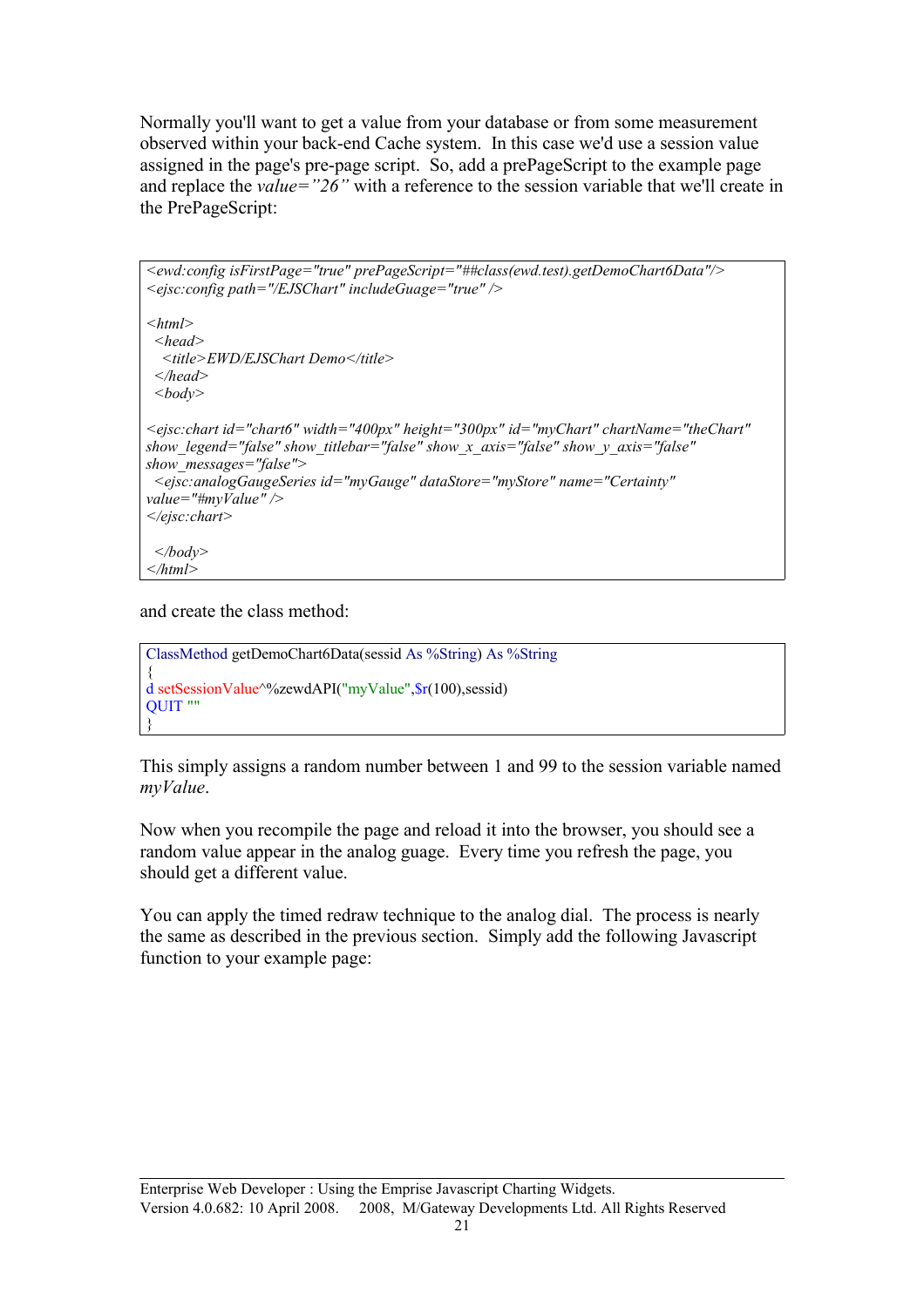Normally you'll want to get a value from your database or from some measurement observed within your back-end Cache system. In this case we'd use a session value assigned in the page's pre-page script. So, add a prePageScript to the example page and replace the *value="26"* with a reference to the session variable that we'll create in the PrePageScript:

```
<ewd:config isFirstPage="true" prePageScript="##class(ewd.test).getDemoChart6Data"/>
<ejsc:config path="/EJSChart" includeGuage="true" />

<html>
  <head>
    <title>EWD/EJSChart Demo</title>
  </head>
  <body>

<ejsc:chart id="chart6" width="400px" height="300px" id="myChart" chartName="theChart"
show_legend="false" show_titlebar="false" show_x_axis="false" show_y_axis="false"
show_messages="false">
  <ejsc:analogGaugeSeries id="myGauge" dataStore="myStore" name="Certainty"
value="#myValue" />
</ejsc:chart>

  </body>
</html>
```

and create the class method:

```
ClassMethod getDemoChart6Data(sessid As %String) As %String
{
d setSessionValue^%zewdAPI("myValue",$r(100),sessid)
QUIT ""
}
```

This simply assigns a random number between 1 and 99 to the session variable named *myValue*.

Now when you recompile the page and reload it into the browser, you should see a random value appear in the analog guage. Every time you refresh the page, you should get a different value.

You can apply the timed redraw technique to the analog dial. The process is nearly the same as described in the previous section. Simply add the following Javascript function to your example page: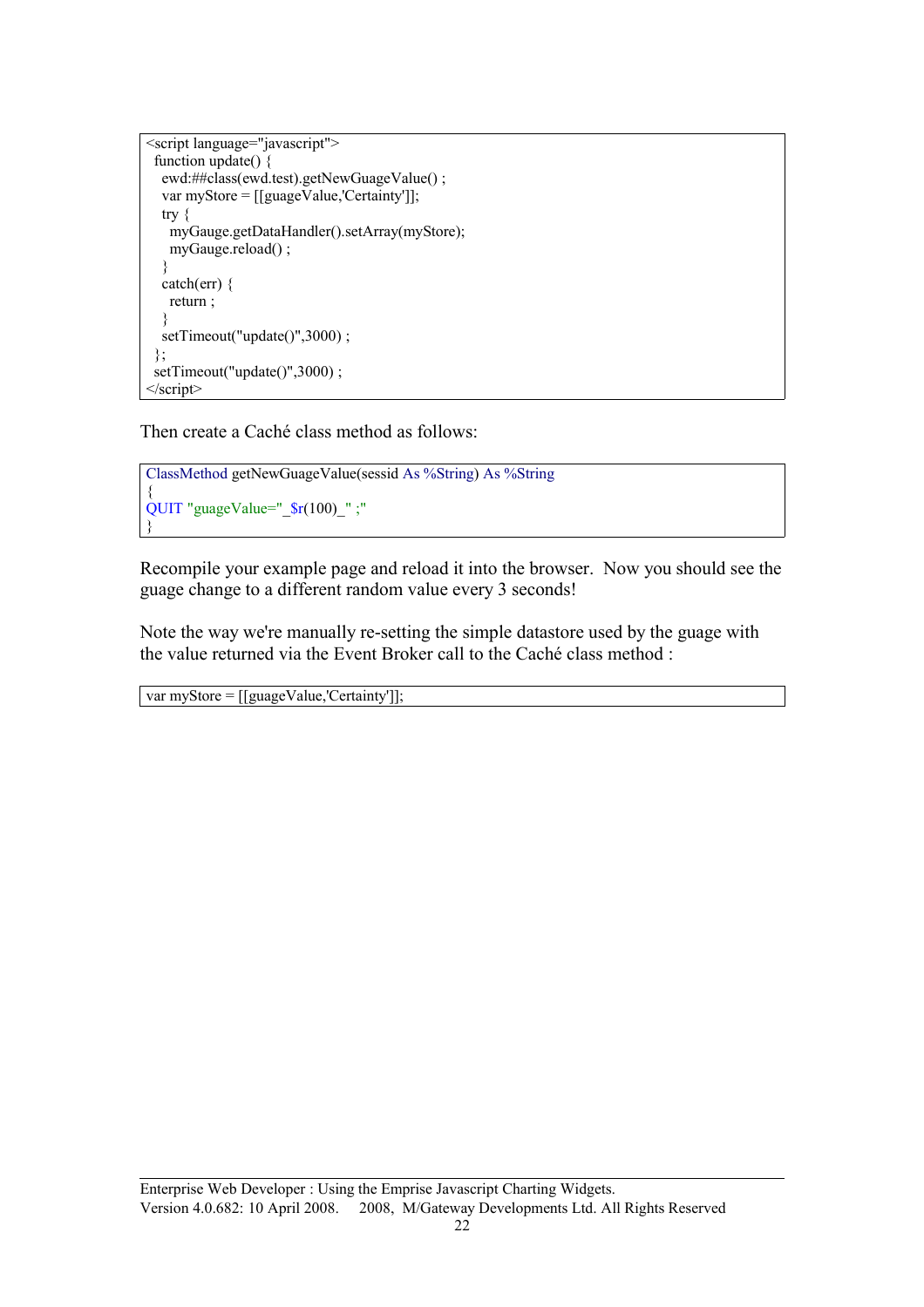```
<script language="javascript">
  function update() {
    ewd:##class(ewd.test).getNewGuageValue() ;
    var myStore = [[guageValue,'Certainty']];
    try {
      myGauge.getDataHandler().setArray(myStore);
      myGauge.reload() ;
    }
    catch(err) {
      return ;
    }
    setTimeout("update()",3000) ;
  };
  setTimeout("update()",3000) ;
</script>
```

Then create a Caché class method as follows:

```
ClassMethod getNewGuageValue(sessid As %String) As %String
{
QUIT "guageValue="_$r(100)_" ;"
}
```

Recompile your example page and reload it into the browser. Now you should see the guage change to a different random value every 3 seconds!

Note the way we're manually re-setting the simple datastore used by the guage with the value returned via the Event Broker call to the Caché class method :

```
var myStore = [[guageValue,'Certainty']];
```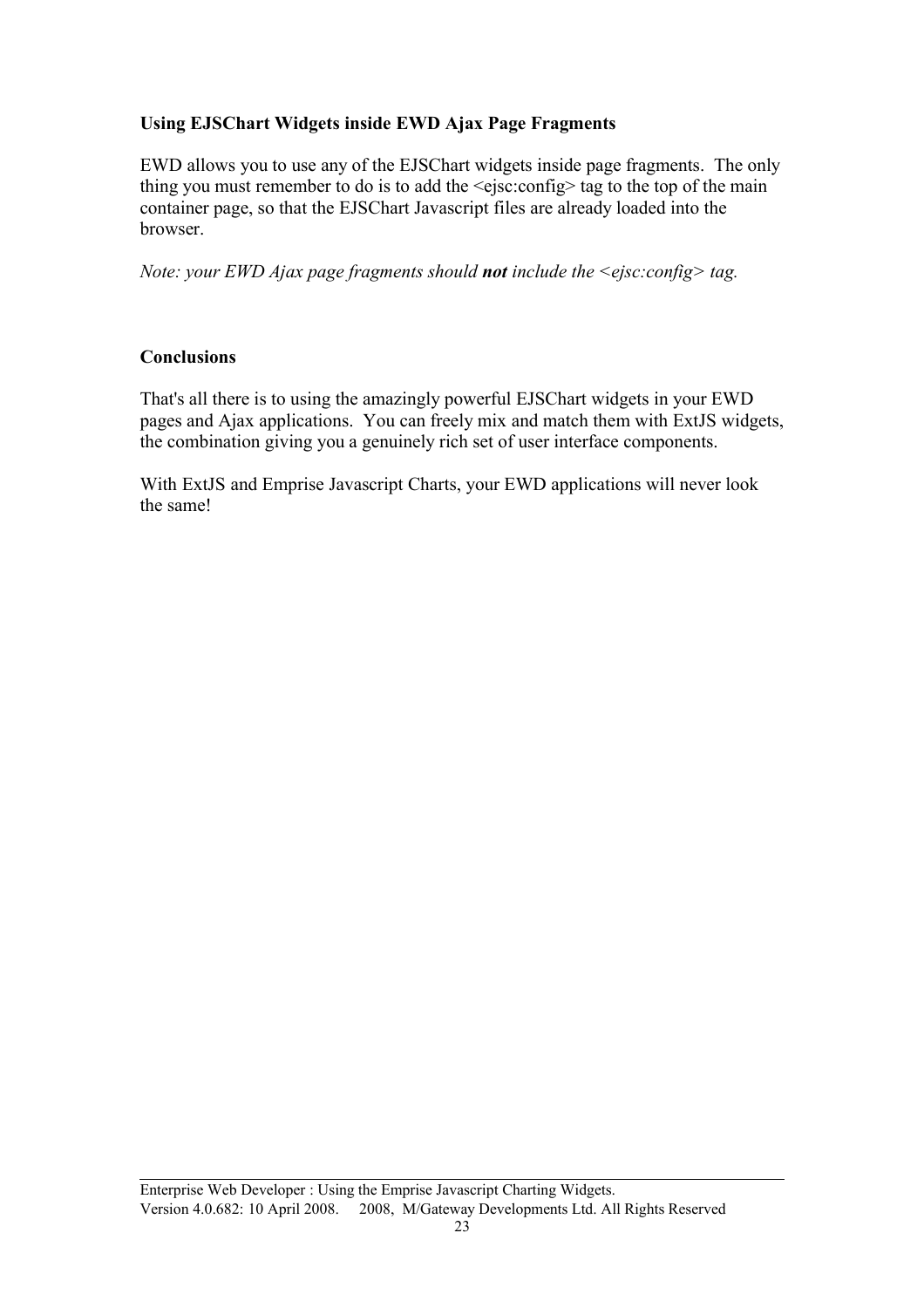### Using EJSChart Widgets inside EWD Ajax Page Fragments

EWD allows you to use any of the EJSChart widgets inside page fragments. The only thing you must remember to do is to add the <ejsc:config> tag to the top of the main container page, so that the EJSChart Javascript files are already loaded into the browser.

*Note: your EWD Ajax page fragments should **not** include the <ejsc:config> tag.*

### Conclusions

That's all there is to using the amazingly powerful EJSChart widgets in your EWD pages and Ajax applications. You can freely mix and match them with ExtJS widgets, the combination giving you a genuinely rich set of user interface components.

With ExtJS and Emprise Javascript Charts, your EWD applications will never look the same!